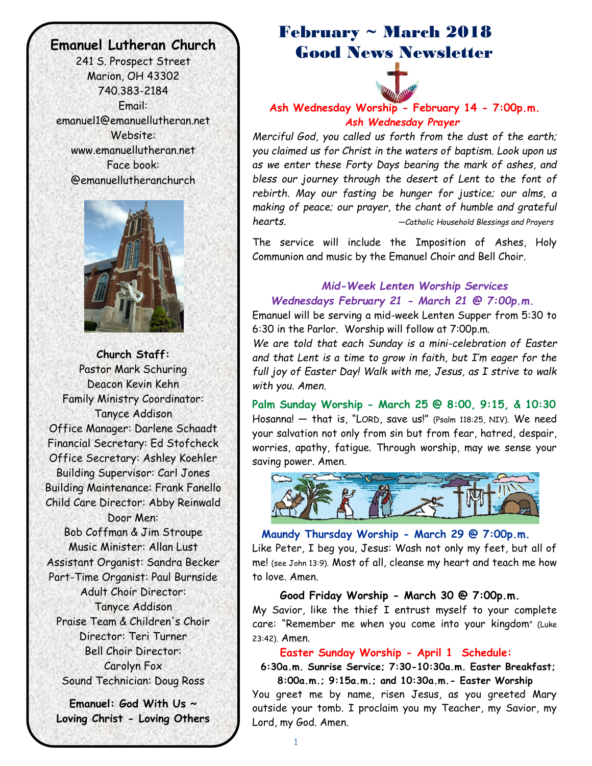**Emanuel Lutheran Church**

241 S. Prospect Street
Marion, OH 43302
740.383-2184
Email:
emanuel1@emanuellutheran.net
Website:
www.emanuellutheran.net
Face book:
@emanuellutheranchurch

**Church Staff:**
Pastor Mark Schuring
Deacon Kevin Kehn
Family Ministry Coordinator: Tanyce Addison
Office Manager: Darlene Schaadt
Financial Secretary: Ed Stofcheck
Office Secretary: Ashley Koehler
Building Supervisor: Carl Jones
Building Maintenance: Frank Fanello
Child Care Director: Abby Reinwald
Door Men:
Bob Coffman & Jim Stroupe
Music Minister: Allan Lust
Assistant Organist: Sandra Becker
Part-Time Organist: Paul Burnside
Adult Choir Director: Tanyce Addison
Praise Team & Children's Choir Director: Teri Turner
Bell Choir Director: Carolyn Fox
Sound Technician: Doug Ross

**Emanuel: God With Us ~ Loving Christ - Loving Others**

# February ~ March 2018 Good News Newsletter

**Ash Wednesday Worship - February 14 - 7:00p.m.**

***Ash Wednesday Prayer***

*Merciful God, you called us forth from the dust of the earth; you claimed us for Christ in the waters of baptism. Look upon us as we enter these Forty Days bearing the mark of ashes, and bless our journey through the desert of Lent to the font of rebirth. May our fasting be hunger for justice; our alms, a making of peace; our prayer, the chant of humble and grateful hearts.* —*Catholic Household Blessings and Prayers*

The service will include the Imposition of Ashes, Holy Communion and music by the Emanuel Choir and Bell Choir.

***Mid-Week Lenten Worship Services***
***Wednesdays February 21 - March 21 @ 7:00p.m.***

Emanuel will be serving a mid-week Lenten Supper from 5:30 to 6:30 in the Parlor. Worship will follow at 7:00p.m.

*We are told that each Sunday is a mini-celebration of Easter and that Lent is a time to grow in faith, but I'm eager for the full joy of Easter Day! Walk with me, Jesus, as I strive to walk with you. Amen.*

**Palm Sunday Worship - March 25 @ 8:00, 9:15, & 10:30**

Hosanna! — that is, "LORD, save us!" (Psalm 118:25, NIV). We need your salvation not only from sin but from fear, hatred, despair, worries, apathy, fatigue. Through worship, may we sense your saving power. Amen.

**Maundy Thursday Worship - March 29 @ 7:00p.m.**

Like Peter, I beg you, Jesus: Wash not only my feet, but all of me! (see John 13:9). Most of all, cleanse my heart and teach me how to love. Amen.

**Good Friday Worship - March 30 @ 7:00p.m.**

My Savior, like the thief I entrust myself to your complete care: "Remember me when you come into your kingdom" (Luke 23:42). Amen.

**Easter Sunday Worship - April 1 Schedule:**

**6:30a.m. Sunrise Service; 7:30-10:30a.m. Easter Breakfast; 8:00a.m.; 9:15a.m.; and 10:30a.m.- Easter Worship**

You greet me by name, risen Jesus, as you greeted Mary outside your tomb. I proclaim you my Teacher, my Savior, my Lord, my God. Amen.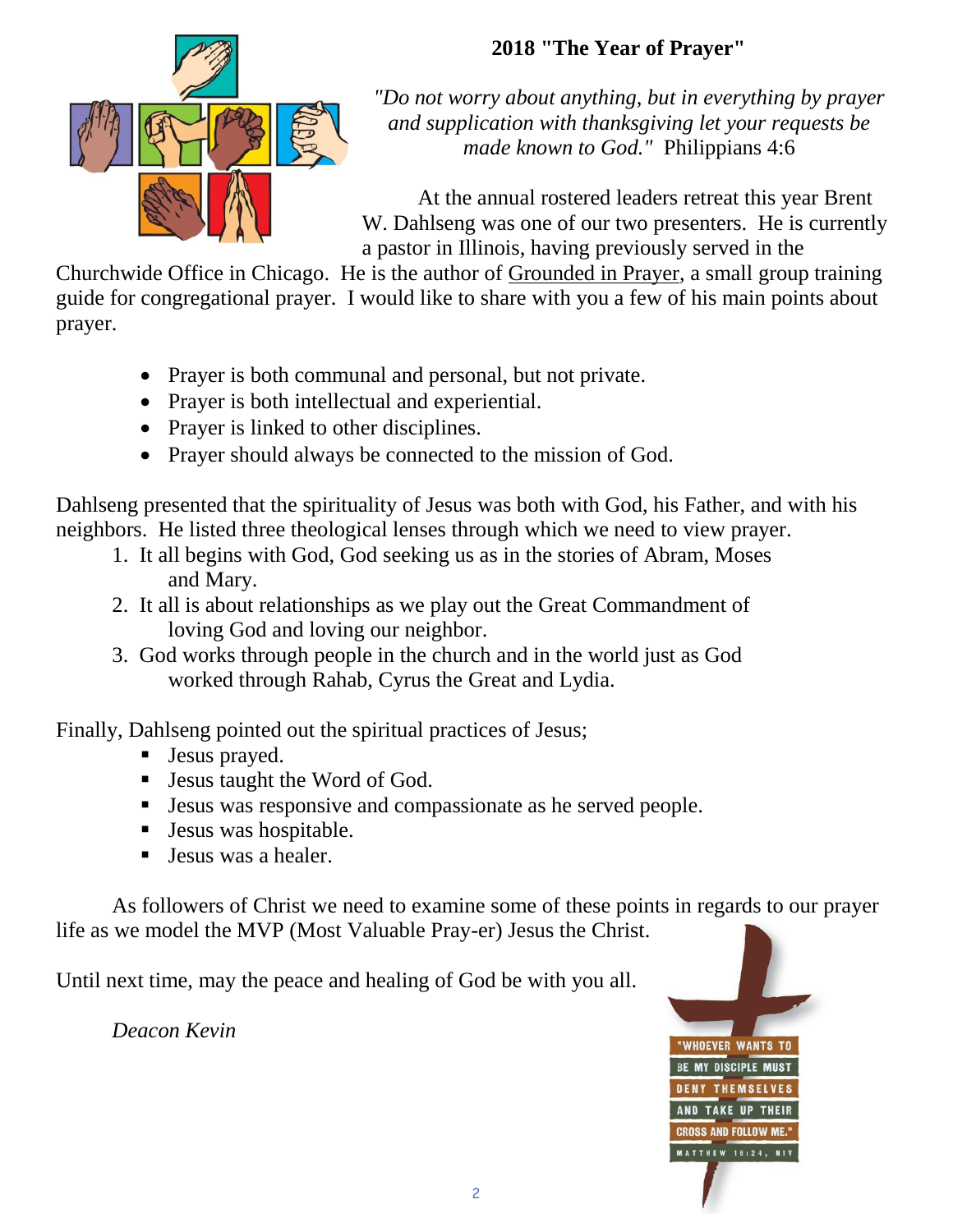## 2018 "The Year of Prayer"

*"Do not worry about anything, but in everything by prayer and supplication with thanksgiving let your requests be made known to God."* Philippians 4:6

At the annual rostered leaders retreat this year Brent W. Dahlseng was one of our two presenters. He is currently a pastor in Illinois, having previously served in the Churchwide Office in Chicago. He is the author of Grounded in Prayer, a small group training guide for congregational prayer. I would like to share with you a few of his main points about prayer.

- Prayer is both communal and personal, but not private.
- Prayer is both intellectual and experiential.
- Prayer is linked to other disciplines.
- Prayer should always be connected to the mission of God.

Dahlseng presented that the spirituality of Jesus was both with God, his Father, and with his neighbors. He listed three theological lenses through which we need to view prayer.

1. It all begins with God, God seeking us as in the stories of Abram, Moses and Mary.
2. It all is about relationships as we play out the Great Commandment of loving God and loving our neighbor.
3. God works through people in the church and in the world just as God worked through Rahab, Cyrus the Great and Lydia.

Finally, Dahlseng pointed out the spiritual practices of Jesus;

- Jesus prayed.
- Jesus taught the Word of God.
- Jesus was responsive and compassionate as he served people.
- Jesus was hospitable.
- Jesus was a healer.

As followers of Christ we need to examine some of these points in regards to our prayer life as we model the MVP (Most Valuable Pray-er) Jesus the Christ.

Until next time, may the peace and healing of God be with you all.

*Deacon Kevin*

"WHOEVER WANTS TO BE MY DISCIPLE MUST DENY THEMSELVES AND TAKE UP THEIR CROSS AND FOLLOW ME." MATTHEW 16:24, NIV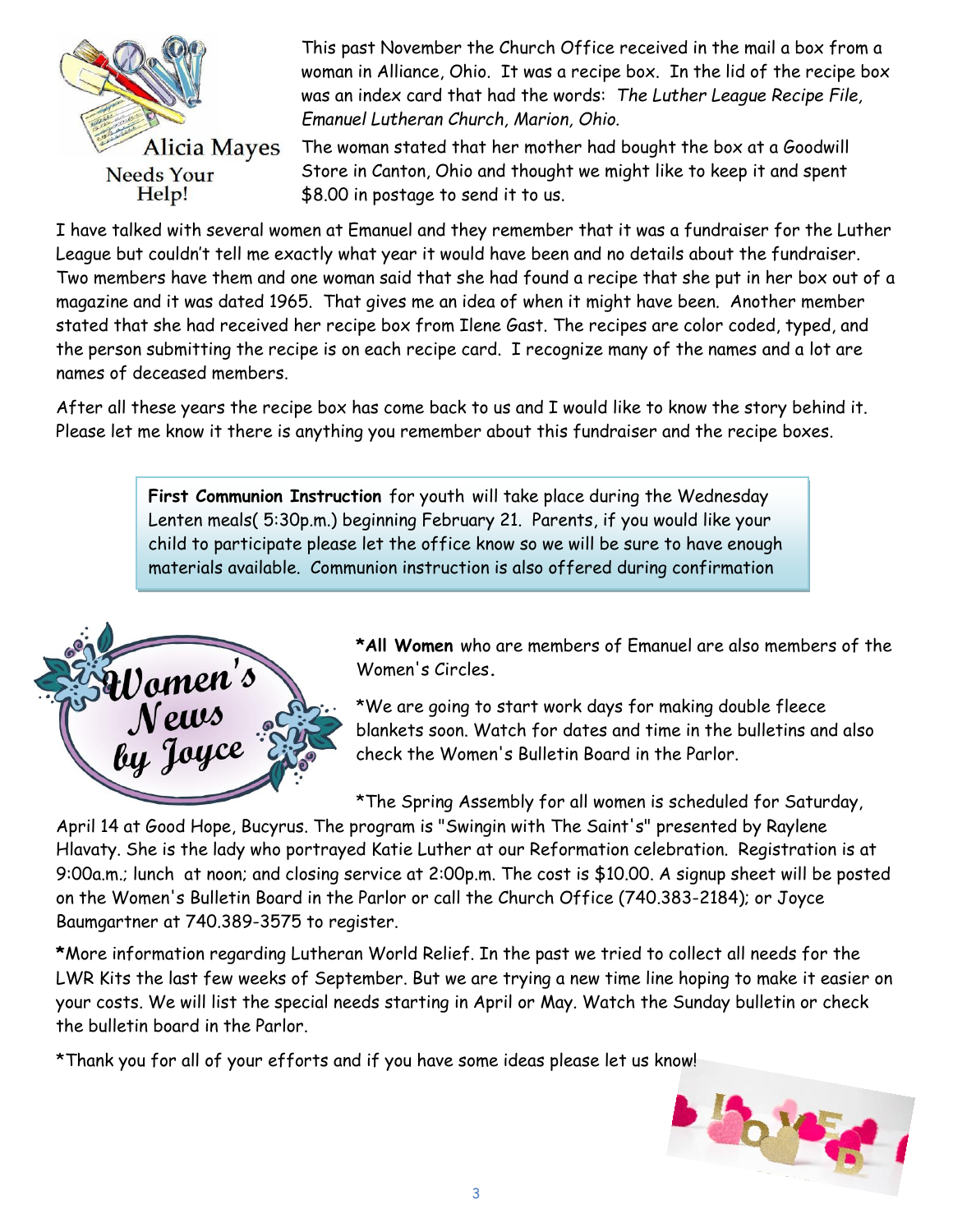## Alicia Mayes Needs Your Help!

This past November the Church Office received in the mail a box from a woman in Alliance, Ohio. It was a recipe box. In the lid of the recipe box was an index card that had the words: *The Luther League Recipe File, Emanuel Lutheran Church, Marion, Ohio.*

The woman stated that her mother had bought the box at a Goodwill Store in Canton, Ohio and thought we might like to keep it and spent $8.00 in postage to send it to us.

I have talked with several women at Emanuel and they remember that it was a fundraiser for the Luther League but couldn't tell me exactly what year it would have been and no details about the fundraiser. Two members have them and one woman said that she had found a recipe that she put in her box out of a magazine and it was dated 1965. That gives me an idea of when it might have been. Another member stated that she had received her recipe box from Ilene Gast. The recipes are color coded, typed, and the person submitting the recipe is on each recipe card. I recognize many of the names and a lot are names of deceased members.

After all these years the recipe box has come back to us and I would like to know the story behind it. Please let me know it there is anything you remember about this fundraiser and the recipe boxes.

**First Communion Instruction** for youth will take place during the Wednesday Lenten meals( 5:30p.m.) beginning February 21. Parents, if you would like your child to participate please let the office know so we will be sure to have enough materials available. Communion instruction is also offered during confirmation

## Women's News by Joyce

***All Women** who are members of Emanuel are also members of the Women's Circles.

*We are going to start work days for making double fleece blankets soon. Watch for dates and time in the bulletins and also check the Women's Bulletin Board in the Parlor.

*The Spring Assembly for all women is scheduled for Saturday, April 14 at Good Hope, Bucyrus. The program is "Swingin with The Saint's" presented by Raylene Hlavaty. She is the lady who portrayed Katie Luther at our Reformation celebration. Registration is at 9:00a.m.; lunch at noon; and closing service at 2:00p.m. The cost is $10.00. A signup sheet will be posted on the Women's Bulletin Board in the Parlor or call the Church Office (740.383-2184); or Joyce Baumgartner at 740.389-3575 to register.

***More information regarding Lutheran World Relief. In the past we tried to collect all needs for the LWR Kits the last few weeks of September. But we are trying a new time line hoping to make it easier on your costs. We will list the special needs starting in April or May. Watch the Sunday bulletin or check the bulletin board in the Parlor.

*Thank you for all of your efforts and if you have some ideas please let us know!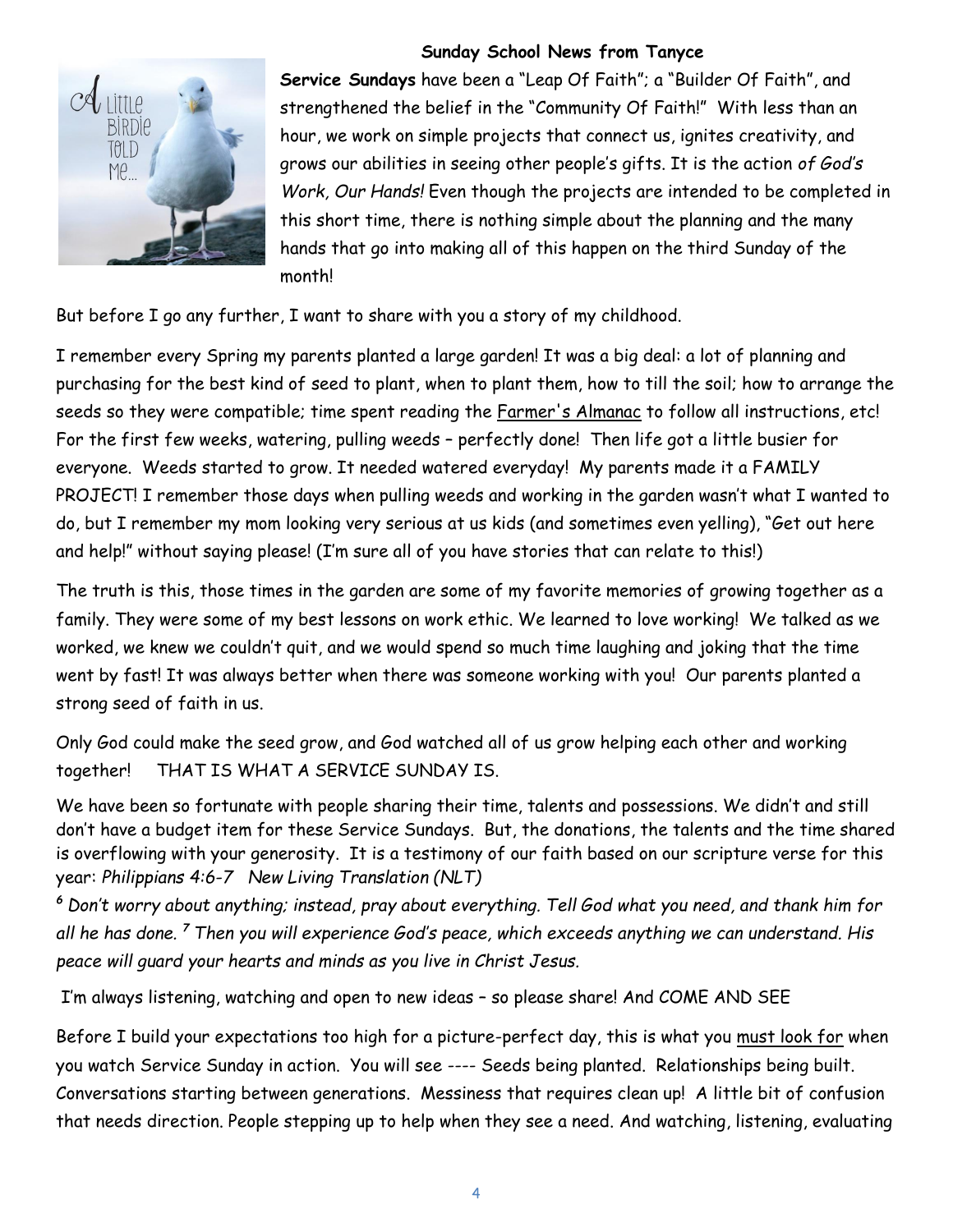**Sunday School News from Tanyce**

**Service Sundays** have been a "Leap Of Faith"; a "Builder Of Faith", and strengthened the belief in the "Community Of Faith!" With less than an hour, we work on simple projects that connect us, ignites creativity, and grows our abilities in seeing other people's gifts. It is the action *of God's Work, Our Hands!* Even though the projects are intended to be completed in this short time, there is nothing simple about the planning and the many hands that go into making all of this happen on the third Sunday of the month!

But before I go any further, I want to share with you a story of my childhood.

I remember every Spring my parents planted a large garden! It was a big deal: a lot of planning and purchasing for the best kind of seed to plant, when to plant them, how to till the soil; how to arrange the seeds so they were compatible; time spent reading the Farmer's Almanac to follow all instructions, etc! For the first few weeks, watering, pulling weeds – perfectly done! Then life got a little busier for everyone. Weeds started to grow. It needed watered everyday! My parents made it a FAMILY PROJECT! I remember those days when pulling weeds and working in the garden wasn't what I wanted to do, but I remember my mom looking very serious at us kids (and sometimes even yelling), "Get out here and help!" without saying please! (I'm sure all of you have stories that can relate to this!)

The truth is this, those times in the garden are some of my favorite memories of growing together as a family. They were some of my best lessons on work ethic. We learned to love working! We talked as we worked, we knew we couldn't quit, and we would spend so much time laughing and joking that the time went by fast! It was always better when there was someone working with you! Our parents planted a strong seed of faith in us.

Only God could make the seed grow, and God watched all of us grow helping each other and working together! THAT IS WHAT A SERVICE SUNDAY IS.

We have been so fortunate with people sharing their time, talents and possessions. We didn't and still don't have a budget item for these Service Sundays. But, the donations, the talents and the time shared is overflowing with your generosity. It is a testimony of our faith based on our scripture verse for this year: *Philippians 4:6-7 New Living Translation (NLT)*

*6 Don't worry about anything; instead, pray about everything. Tell God what you need, and thank him for all he has done. 7 Then you will experience God's peace, which exceeds anything we can understand. His peace will guard your hearts and minds as you live in Christ Jesus.*

I'm always listening, watching and open to new ideas – so please share! And COME AND SEE

Before I build your expectations too high for a picture-perfect day, this is what you must look for when you watch Service Sunday in action. You will see ---- Seeds being planted. Relationships being built. Conversations starting between generations. Messiness that requires clean up! A little bit of confusion that needs direction. People stepping up to help when they see a need. And watching, listening, evaluating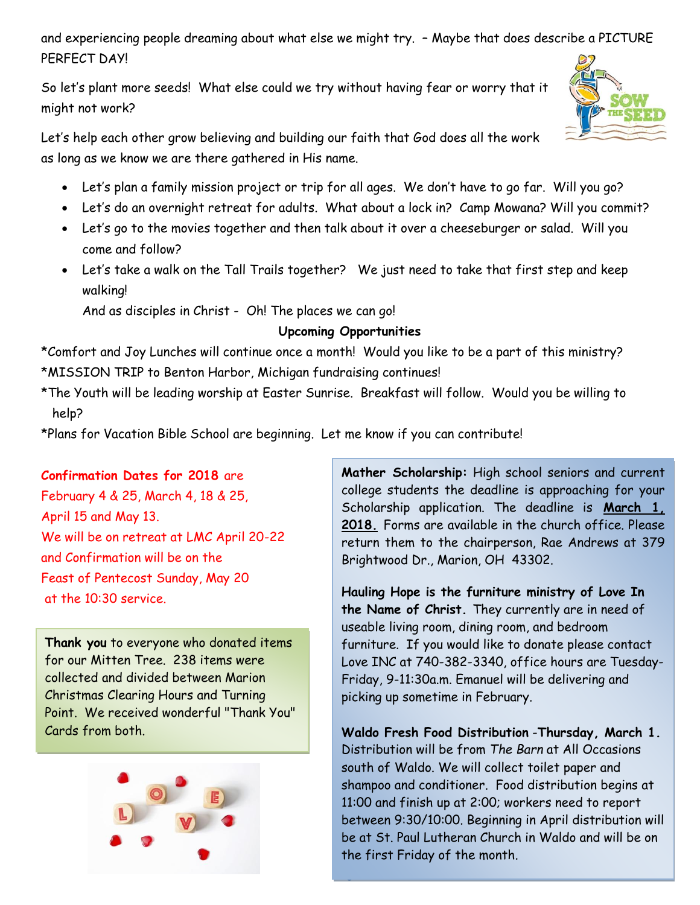and experiencing people dreaming about what else we might try. – Maybe that does describe a PICTURE PERFECT DAY!

So let's plant more seeds! What else could we try without having fear or worry that it might not work?

Let's help each other grow believing and building our faith that God does all the work as long as we know we are there gathered in His name.

- Let's plan a family mission project or trip for all ages. We don't have to go far. Will you go?
- Let's do an overnight retreat for adults. What about a lock in? Camp Mowana? Will you commit?
- Let's go to the movies together and then talk about it over a cheeseburger or salad. Will you come and follow?
- Let's take a walk on the Tall Trails together? We just need to take that first step and keep walking!

  And as disciples in Christ - Oh! The places we can go!

**Upcoming Opportunities**

*Comfort and Joy Lunches will continue once a month! Would you like to be a part of this ministry?

*MISSION TRIP to Benton Harbor, Michigan fundraising continues!

*The Youth will be leading worship at Easter Sunrise. Breakfast will follow. Would you be willing to help?

*Plans for Vacation Bible School are beginning. Let me know if you can contribute!

**Confirmation Dates for 2018** are February 4 & 25, March 4, 18 & 25, April 15 and May 13. We will be on retreat at LMC April 20-22 and Confirmation will be on the Feast of Pentecost Sunday, May 20 at the 10:30 service.

**Thank you** to everyone who donated items for our Mitten Tree. 238 items were collected and divided between Marion Christmas Clearing Hours and Turning Point. We received wonderful "Thank You" Cards from both.

**Mather Scholarship:** High school seniors and current college students the deadline is approaching for your Scholarship application. The deadline is **March 1, 2018.** Forms are available in the church office. Please return them to the chairperson, Rae Andrews at 379 Brightwood Dr., Marion, OH 43302.

**Hauling Hope is the furniture ministry of Love In the Name of Christ.** They currently are in need of useable living room, dining room, and bedroom furniture. If you would like to donate please contact Love INC at 740-382-3340, office hours are Tuesday-Friday, 9-11:30a.m. Emanuel will be delivering and picking up sometime in February.

**Waldo Fresh Food Distribution -Thursday, March 1.** Distribution will be from *The Barn* at All Occasions south of Waldo. We will collect toilet paper and shampoo and conditioner. Food distribution begins at 11:00 and finish up at 2:00; workers need to report between 9:30/10:00. Beginning in April distribution will be at St. Paul Lutheran Church in Waldo and will be on the first Friday of the month.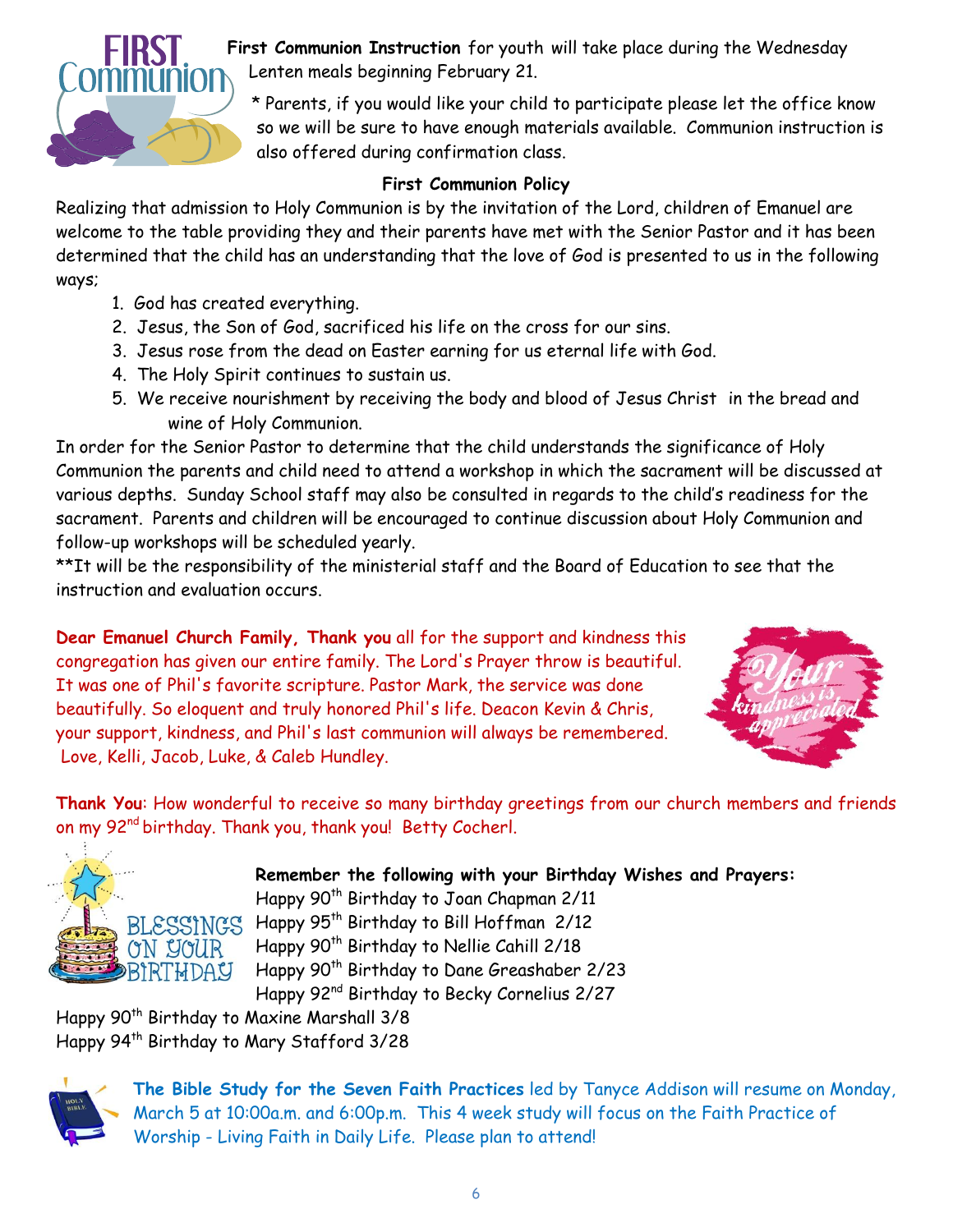**First Communion Instruction** for youth will take place during the Wednesday Lenten meals beginning February 21.

\* Parents, if you would like your child to participate please let the office know so we will be sure to have enough materials available. Communion instruction is also offered during confirmation class.

**First Communion Policy**

Realizing that admission to Holy Communion is by the invitation of the Lord, children of Emanuel are welcome to the table providing they and their parents have met with the Senior Pastor and it has been determined that the child has an understanding that the love of God is presented to us in the following ways;

1. God has created everything.
2. Jesus, the Son of God, sacrificed his life on the cross for our sins.
3. Jesus rose from the dead on Easter earning for us eternal life with God.
4. The Holy Spirit continues to sustain us.
5. We receive nourishment by receiving the body and blood of Jesus Christ in the bread and wine of Holy Communion.

In order for the Senior Pastor to determine that the child understands the significance of Holy Communion the parents and child need to attend a workshop in which the sacrament will be discussed at various depths. Sunday School staff may also be consulted in regards to the child's readiness for the sacrament. Parents and children will be encouraged to continue discussion about Holy Communion and follow-up workshops will be scheduled yearly.

\*\*It will be the responsibility of the ministerial staff and the Board of Education to see that the instruction and evaluation occurs.

**Dear Emanuel Church Family, Thank you** all for the support and kindness this congregation has given our entire family. The Lord's Prayer throw is beautiful. It was one of Phil's favorite scripture. Pastor Mark, the service was done beautifully. So eloquent and truly honored Phil's life. Deacon Kevin & Chris, your support, kindness, and Phil's last communion will always be remembered. Love, Kelli, Jacob, Luke, & Caleb Hundley.

**Thank You**: How wonderful to receive so many birthday greetings from our church members and friends on my 92nd birthday. Thank you, thank you! Betty Cocherl.

**Remember the following with your Birthday Wishes and Prayers:**

Happy 90th Birthday to Joan Chapman 2/11
Happy 95th Birthday to Bill Hoffman 2/12
Happy 90th Birthday to Nellie Cahill 2/18
Happy 90th Birthday to Dane Greashaber 2/23
Happy 92nd Birthday to Becky Cornelius 2/27
Happy 90th Birthday to Maxine Marshall 3/8
Happy 94th Birthday to Mary Stafford 3/28

**The Bible Study for the Seven Faith Practices** led by Tanyce Addison will resume on Monday, March 5 at 10:00a.m. and 6:00p.m. This 4 week study will focus on the Faith Practice of Worship - Living Faith in Daily Life. Please plan to attend!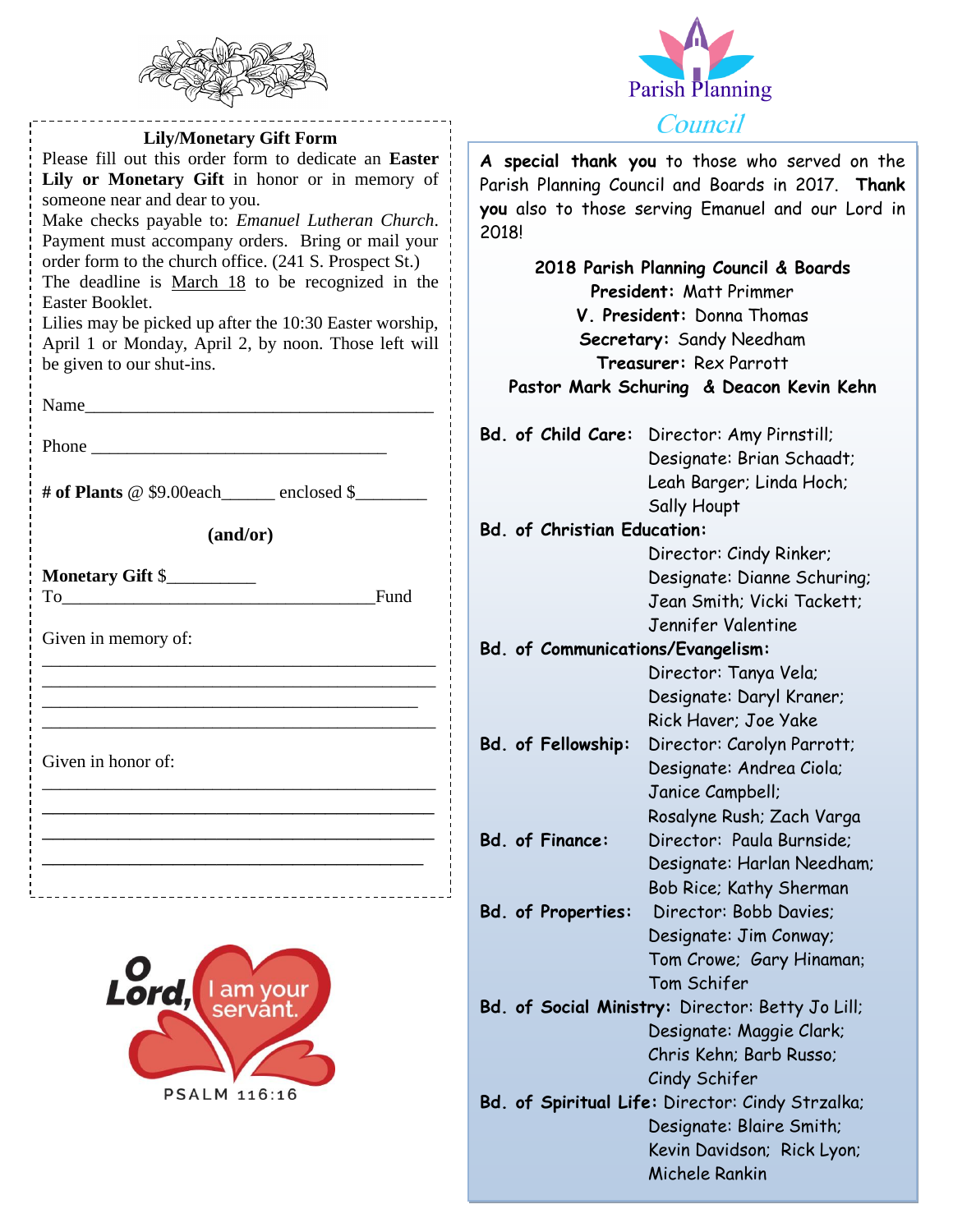## Lily/Monetary Gift Form

Please fill out this order form to dedicate an **Easter Lily or Monetary Gift** in honor or in memory of someone near and dear to you.

Make checks payable to: *Emanuel Lutheran Church*. Payment must accompany orders. Bring or mail your order form to the church office. (241 S. Prospect St.)

The deadline is March 18 to be recognized in the Easter Booklet.

Lilies may be picked up after the 10:30 Easter worship, April 1 or Monday, April 2, by noon. Those left will be given to our shut-ins.

Name_______________________________________

Phone _________________________________

**# of Plants** @ $9.00each______ enclosed $________

**(and/or)**

**Monetary Gift** $__________

To___________________________________Fund

Given in memory of:

_____________________________________________

_____________________________________________

_____________________________________________

_____________________________________________

Given in honor of:

_____________________________________________

_____________________________________________

_____________________________________________

_____________________________________________

O Lord, I am your servant.

PSALM 116:16

# Parish Planning Council

**A special thank you** to those who served on the Parish Planning Council and Boards in 2017. **Thank you** also to those serving Emanuel and our Lord in 2018!

**2018 Parish Planning Council & Boards**

**President:** Matt Primmer

**V. President:** Donna Thomas

**Secretary:** Sandy Needham

**Treasurer:** Rex Parrott

**Pastor Mark Schuring & Deacon Kevin Kehn**

**Bd. of Child Care:** Director: Amy Pirnstill; Designate: Brian Schaadt; Leah Barger; Linda Hoch; Sally Houpt

**Bd. of Christian Education:** Director: Cindy Rinker; Designate: Dianne Schuring; Jean Smith; Vicki Tackett; Jennifer Valentine

**Bd. of Communications/Evangelism:** Director: Tanya Vela; Designate: Daryl Kraner; Rick Haver; Joe Yake

**Bd. of Fellowship:** Director: Carolyn Parrott; Designate: Andrea Ciola; Janice Campbell; Rosalyne Rush; Zach Varga

**Bd. of Finance:** Director: Paula Burnside; Designate: Harlan Needham; Bob Rice; Kathy Sherman

**Bd. of Properties:** Director: Bobb Davies; Designate: Jim Conway; Tom Crowe; Gary Hinaman; Tom Schifer

**Bd. of Social Ministry:** Director: Betty Jo Lill; Designate: Maggie Clark; Chris Kehn; Barb Russo; Cindy Schifer

**Bd. of Spiritual Life:** Director: Cindy Strzalka; Designate: Blaire Smith; Kevin Davidson; Rick Lyon; Michele Rankin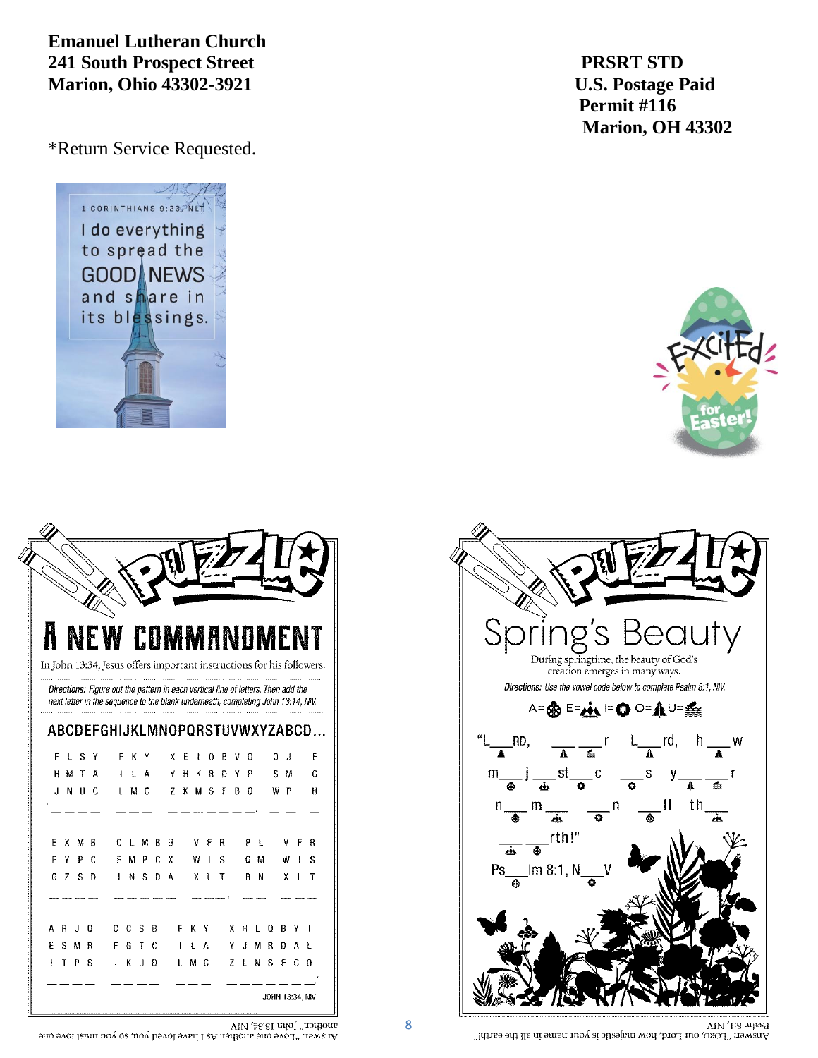**Emanuel Lutheran Church**
**241 South Prospect Street**
**Marion, Ohio 43302-3921**

*Return Service Requested.

**PRSRT STD**
**U.S. Postage Paid**
**Permit #116**
**Marion, OH 43302**

1 CORINTHIANS 9:23, NLT

I do everything to spread the GOOD NEWS and share in its blessings.

Excited for Easter!

# PUZZLE

## A NEW COMMANDMENT

In John 13:34, Jesus offers important instructions for his followers.

*Directions: Figure out the pattern in each vertical line of letters. Then add the next letter in the sequence to the blank underneath, completing John 13:14, NIV.*

ABCDEFGHIJKLMNOPQRSTUVWXYZABCD...

```
F L S Y   F K Y   X E I Q B V O   O J   F
H M T A   I L A   Y H K R D Y P   S M   G
J N U C   L M C   Z K M S F B Q   W P   H
"_ _ _ _  _ _ _   _ _ _ _ _ _ _.  _ _   _

E X M B   C L M B U   V F R   P L   V F R
F Y P C   F M P C X   W I S   Q M   W I S
G Z S D   I N S D A   X L T   R N   X L T
_ _ _ _   _ _ _ _ _   _ _ _,  _ _   _ _ _

A R J Q   C C S B   F K Y   X H L Q B Y I
E S M R   F G T C   I L A   Y J M R D A L
I T P S   I K U D   L M C   Z L N S F C O
_ _ _ _   _ _ _ _   _ _ _   _ _ _ _ _ _ _."
```

JOHN 13:34, NIV

Answer: "Love one another. As I have loved you, so you must love one another." John 13:34, NIV

# PUZZLE

## Spring's Beauty

During springtime, the beauty of God's creation emerges in many ways.

*Directions: Use the vowel code below to complete Psalm 8:1, NIV.*

A= E= I= O= U=

"L\_RD, \_ \_r L\_rd, h\_w m\_j\_st\_c \_s y\_ \_r n\_m\_ \_n \_ll th\_ \_ \_rth!"

Ps\_lm 8:1, N\_V

Answer: "LORD, our Lord, how majestic is your name in all the earth!" Psalm 8:1, NIV